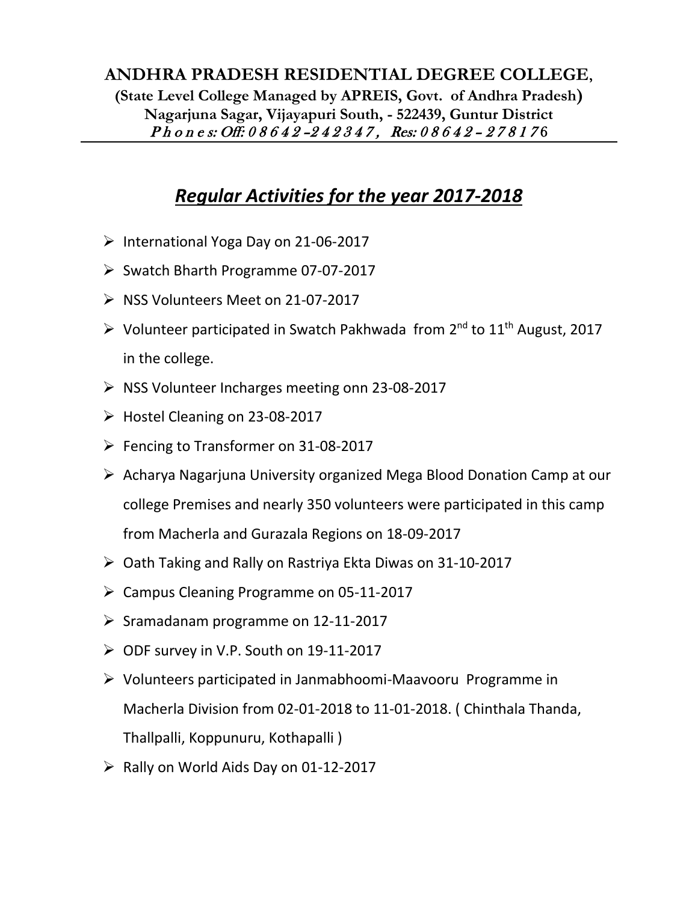**ANDHRA PRADESH RESIDENTIAL DEGREE COLLEGE,**
**(State Level College Managed by APREIS, Govt. of Andhra Pradesh)**
**Nagarjuna Sagar, Vijayapuri South, - 522439, Guntur District**
*Phones: Off: 08642-242347, Res: 08642-2781776*

## *Regular Activities for the year 2017-2018*

- International Yoga Day on 21-06-2017
- Swatch Bharth Programme 07-07-2017
- NSS Volunteers Meet on 21-07-2017
- Volunteer participated in Swatch Pakhwada from 2nd to 11th August, 2017 in the college.
- NSS Volunteer Incharges meeting onn 23-08-2017
- Hostel Cleaning on 23-08-2017
- Fencing to Transformer on 31-08-2017
- Acharya Nagarjuna University organized Mega Blood Donation Camp at our college Premises and nearly 350 volunteers were participated in this camp from Macherla and Gurazala Regions on 18-09-2017
- Oath Taking and Rally on Rastriya Ekta Diwas on 31-10-2017
- Campus Cleaning Programme on 05-11-2017
- Sramadanam programme on 12-11-2017
- ODF survey in V.P. South on 19-11-2017
- Volunteers participated in Janmabhoomi-Maavooru Programme in Macherla Division from 02-01-2018 to 11-01-2018. ( Chinthala Thanda, Thallpalli, Koppunuru, Kothapalli )
- Rally on World Aids Day on 01-12-2017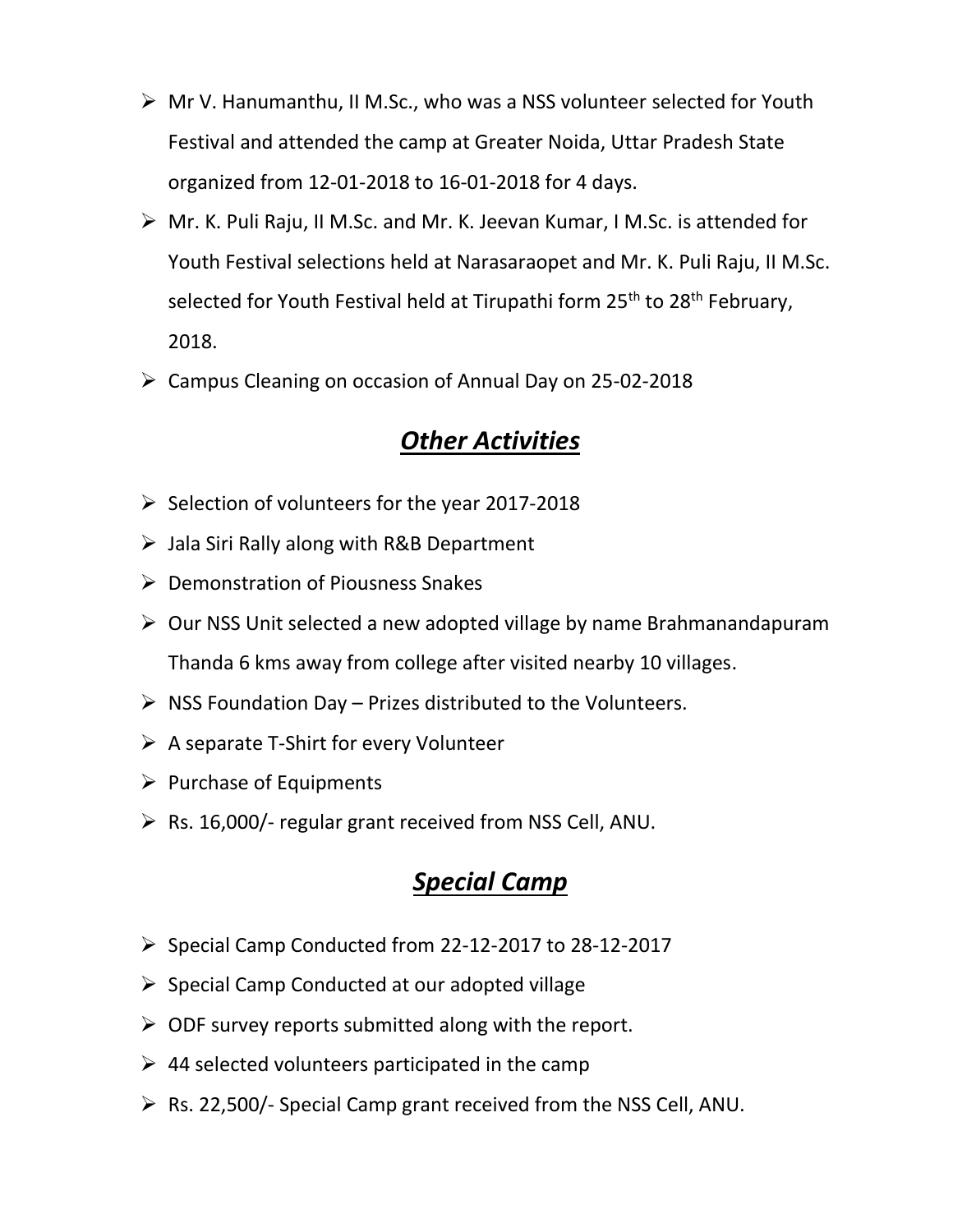- Mr V. Hanumanthu, II M.Sc., who was a NSS volunteer selected for Youth Festival and attended the camp at Greater Noida, Uttar Pradesh State organized from 12-01-2018 to 16-01-2018 for 4 days.
- Mr. K. Puli Raju, II M.Sc. and Mr. K. Jeevan Kumar, I M.Sc. is attended for Youth Festival selections held at Narasaraopet and Mr. K. Puli Raju, II M.Sc. selected for Youth Festival held at Tirupathi form 25th to 28th February, 2018.
- Campus Cleaning on occasion of Annual Day on 25-02-2018

## ***Other Activities***

- Selection of volunteers for the year 2017-2018
- Jala Siri Rally along with R&B Department
- Demonstration of Piousness Snakes
- Our NSS Unit selected a new adopted village by name Brahmanandapuram Thanda 6 kms away from college after visited nearby 10 villages.
- NSS Foundation Day – Prizes distributed to the Volunteers.
- A separate T-Shirt for every Volunteer
- Purchase of Equipments
- Rs. 16,000/- regular grant received from NSS Cell, ANU.

## ***Special Camp***

- Special Camp Conducted from 22-12-2017 to 28-12-2017
- Special Camp Conducted at our adopted village
- ODF survey reports submitted along with the report.
- 44 selected volunteers participated in the camp
- Rs. 22,500/- Special Camp grant received from the NSS Cell, ANU.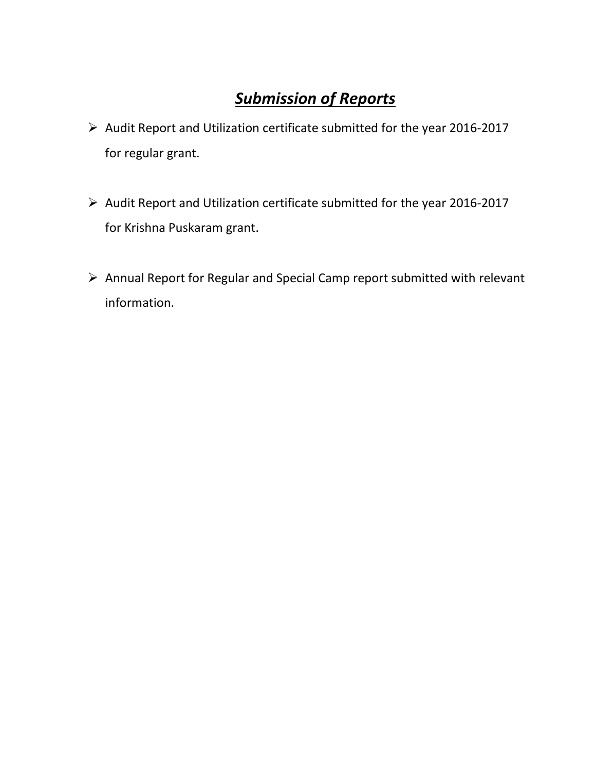# ***Submission of Reports***

- Audit Report and Utilization certificate submitted for the year 2016-2017 for regular grant.

- Audit Report and Utilization certificate submitted for the year 2016-2017 for Krishna Puskaram grant.

- Annual Report for Regular and Special Camp report submitted with relevant information.